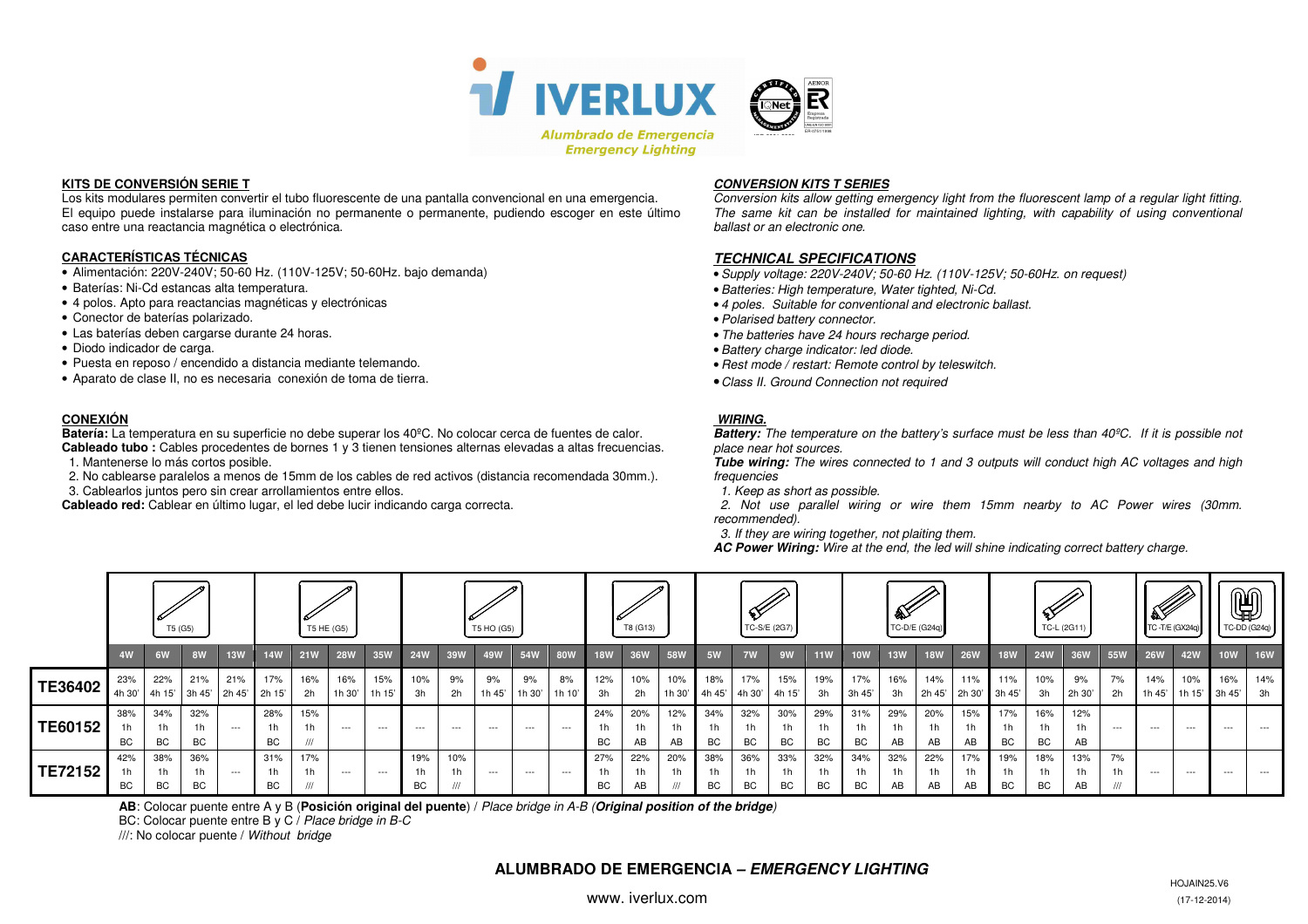# IVERLUX

*Alumbrado de Emergencia*
*Emergency Lighting*

## KITS DE CONVERSIÓN SERIE T

Los kits modulares permiten convertir el tubo fluorescente de una pantalla convencional en una emergencia.
El equipo puede instalarse para iluminación no permanente o permanente, pudiendo escoger en este último caso entre una reactancia magnética o electrónica.

### CARACTERÍSTICAS TÉCNICAS

- Alimentación: 220V-240V; 50-60 Hz. (110V-125V; 50-60Hz. bajo demanda)
- Baterías: Ni-Cd estancas alta temperatura.
- 4 polos. Apto para reactancias magnéticas y electrónicas
- Conector de baterías polarizado.
- Las baterías deben cargarse durante 24 horas.
- Diodo indicador de carga.
- Puesta en reposo / encendido a distancia mediante telemando.
- Aparato de clase II, no es necesaria conexión de toma de tierra.

### CONEXIÓN

**Batería:** La temperatura en su superficie no debe superar los 40ºC. No colocar cerca de fuentes de calor.
**Cableado tubo :** Cables procedentes de bornes 1 y 3 tienen tensiones alternas elevadas a altas frecuencias.

1. Mantenerse lo más cortos posible.
2. No cablearse paralelos a menos de 15mm de los cables de red activos (distancia recomendada 30mm.).
3. Cablearlos juntos pero sin crear arrollamientos entre ellos.

**Cableado red:** Cablear en último lugar, el led debe lucir indicando carga correcta.

## *CONVERSION KITS T SERIES*

*Conversion kits allow getting emergency light from the fluorescent lamp of a regular light fitting. The same kit can be installed for maintained lighting, with capability of using conventional ballast or an electronic one.*

### *TECHNICAL SPECIFICATIONS*

- *Supply voltage: 220V-240V; 50-60 Hz. (110V-125V; 50-60Hz. on request)*
- *Batteries: High temperature, Water tighted, Ni-Cd.*
- *4 poles. Suitable for conventional and electronic ballast.*
- *Polarised battery connector.*
- *The batteries have 24 hours recharge period.*
- *Battery charge indicator: led diode.*
- *Rest mode / restart: Remote control by teleswitch.*
- *Class II. Ground Connection not required*

### *WIRING.*

***Battery:*** *The temperature on the battery's surface must be less than 40ºC. If it is possible not place near hot sources.*
***Tube wiring:*** *The wires connected to 1 and 3 outputs will conduct high AC voltages and high frequencies*

1. *Keep as short as possible.*
2. *Not use parallel wiring or wire them 15mm nearby to AC Power wires (30mm. recommended).*
3. *If they are wiring together, not plaiting them.*

***AC Power Wiring:*** *Wire at the end, the led will shine indicating correct battery charge.*

| | T5 (G5) | | | | T5 HE (G5) | | | | T5 HO (G5) | | | | | T8 (G13) | | | TC-S/E (2G7) | | | | TC-D/E (G24q) | | | | TC-L (2G11) | | | | TC-T/E (GX24q) | | TC-DD (G24q) | |
|---|---|---|---|---|---|---|---|---|---|---|---|---|---|---|---|---|---|---|---|---|---|---|---|---|---|---|---|---|---|---|---|---|
| | 4W | 6W | 8W | 13W | 14W | 21W | 28W | 35W | 24W | 39W | 49W | 54W | 80W | 18W | 36W | 58W | 5W | 7W | 9W | 11W | 10W | 13W | 18W | 26W | 18W | 24W | 36W | 55W | 26W | 42W | 10W | 16W |
| **TE36402** | 23% 4h 30' | 22% 4h 15' | 21% 3h 45' | 21% 2h 45' | 17% 2h 15' | 16% 2h | 16% 1h 30' | 15% 1h 15' | 10% 3h | 9% 2h | 9% 1h 45' | 9% 1h 30' | 8% 1h 10' | 12% 3h | 10% 2h | 10% 1h 30' | 18% 4h 45' | 17% 4h 30' | 15% 4h 15' | 19% 3h | 17% 3h 45' | 16% 3h | 14% 2h 45' | 11% 2h 30' | 11% 3h 45' | 10% 3h | 9% 2h 30' | 7% 2h | 14% 1h 45' | 10% 1h 15' | 16% 3h 45' | 14% 3h |
| **TE60152** | 38% 1h BC | 34% 1h BC | 32% 1h BC | --- | 28% 1h BC | 15% 1h /// | --- | --- | --- | --- | --- | --- | --- | 24% 1h BC | 20% 1h AB | 12% 1h AB | 34% 1h BC | 32% 1h BC | 30% 1h BC | 29% 1h BC | 31% 1h BC | 29% 1h AB | 20% 1h AB | 15% 1h AB | 17% 1h BC | 16% 1h BC | 12% 1h AB | --- | --- | --- | --- | --- |
| **TE72152** | 42% 1h BC | 38% 1h BC | 36% 1h BC | --- | 31% 1h BC | 17% 1h /// | --- | --- | 19% 1h BC | 10% 1h /// | --- | --- | --- | 27% 1h BC | 22% 1h AB | 20% 1h /// | 38% 1h BC | 36% 1h BC | 33% 1h BC | 32% 1h BC | 34% 1h BC | 32% 1h AB | 22% 1h AB | 17% 1h AB | 19% 1h BC | 18% 1h BC | 13% 1h AB | 7% 1h /// | --- | --- | --- | --- |

**AB**: Colocar puente entre A y B (**Posición original del puente**) / *Place bridge in A-B (**Original position of the bridge**)*
BC: Colocar puente entre B y C / *Place bridge in B-C*
///: No colocar puente / *Without bridge*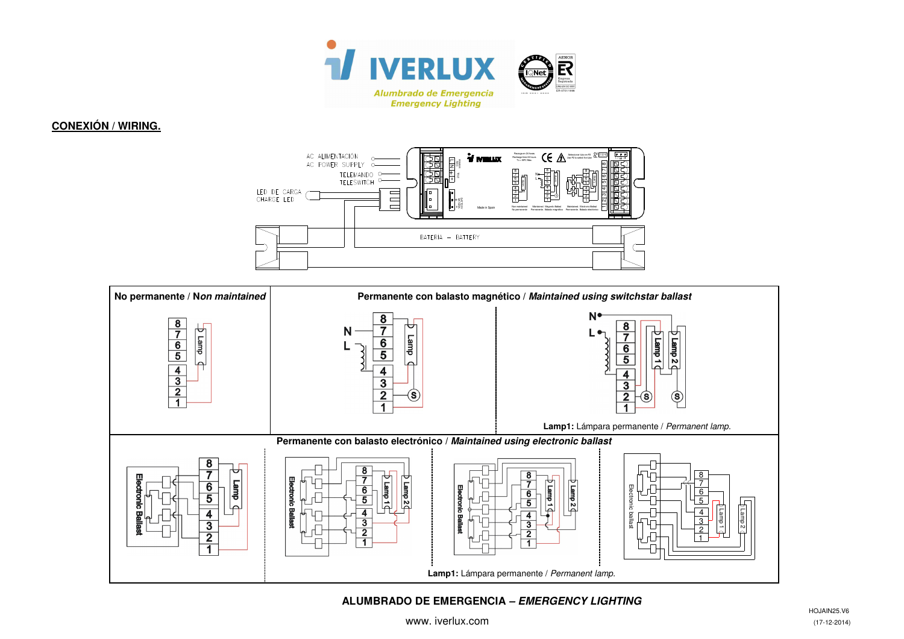IVERLUX

Alumbrado de Emergencia
Emergency Lighting

**CONEXIÓN / WIRING.**

AC ALIMENTACIÓN
AC POWER SUPPLY
TELEMANDO
TELESWITCH
LED DE CARGA
CHARGE LED
BATERIA – BATTERY

| No permanente / *Non maintained* | Permanente con balasto magnético / *Maintained using switchstar ballast* |
|---|---|
| | **Lamp1:** Lámpara permanente / *Permanent lamp.* |

**Permanente con balasto electrónico / *Maintained using electronic ballast***

**Lamp1:** Lámpara permanente / *Permanent lamp.*

**ALUMBRADO DE EMERGENCIA – *EMERGENCY LIGHTING***

www. iverlux.com

HOJAIN25.V6
(17-12-2014)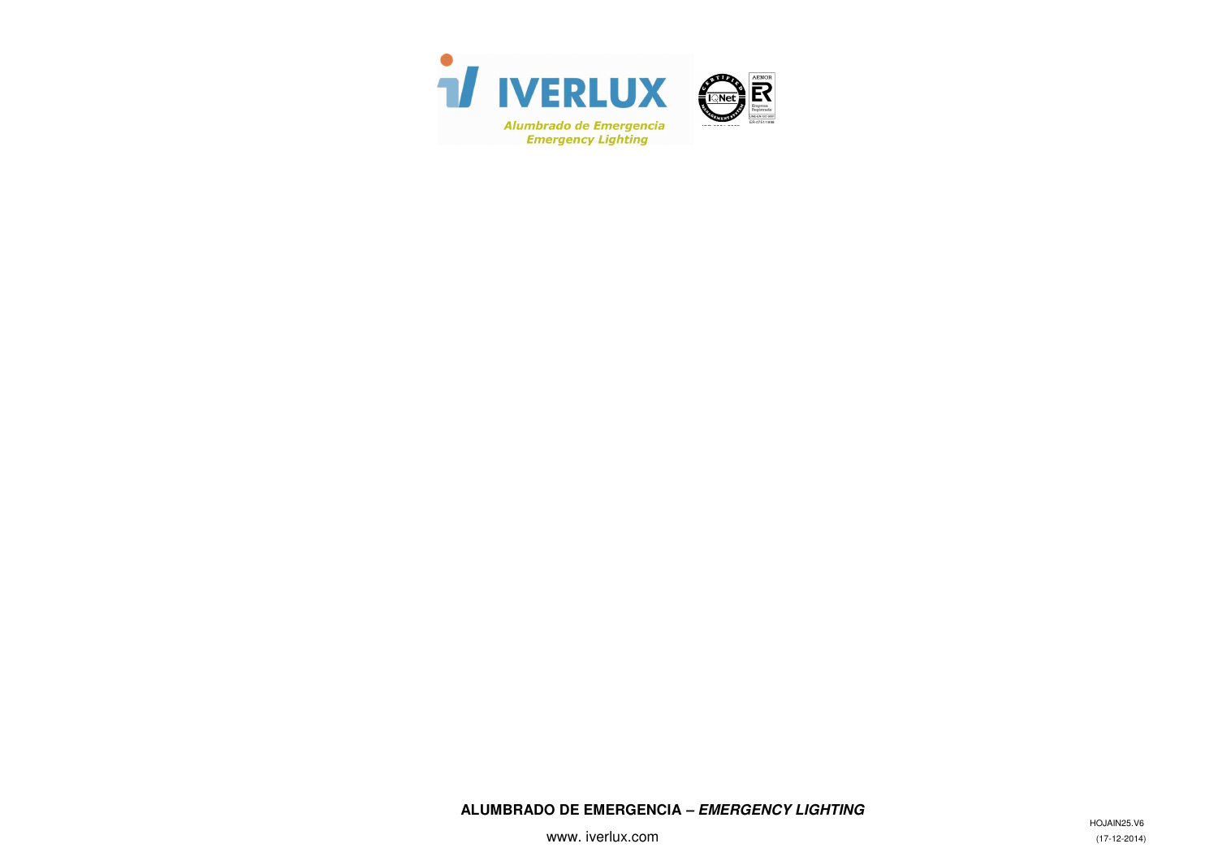IVERLUX

Alumbrado de Emergencia
Emergency Lighting

**ALUMBRADO DE EMERGENCIA – *EMERGENCY LIGHTING***

www. iverlux.com

HOJAIN25.V6
(17-12-2014)